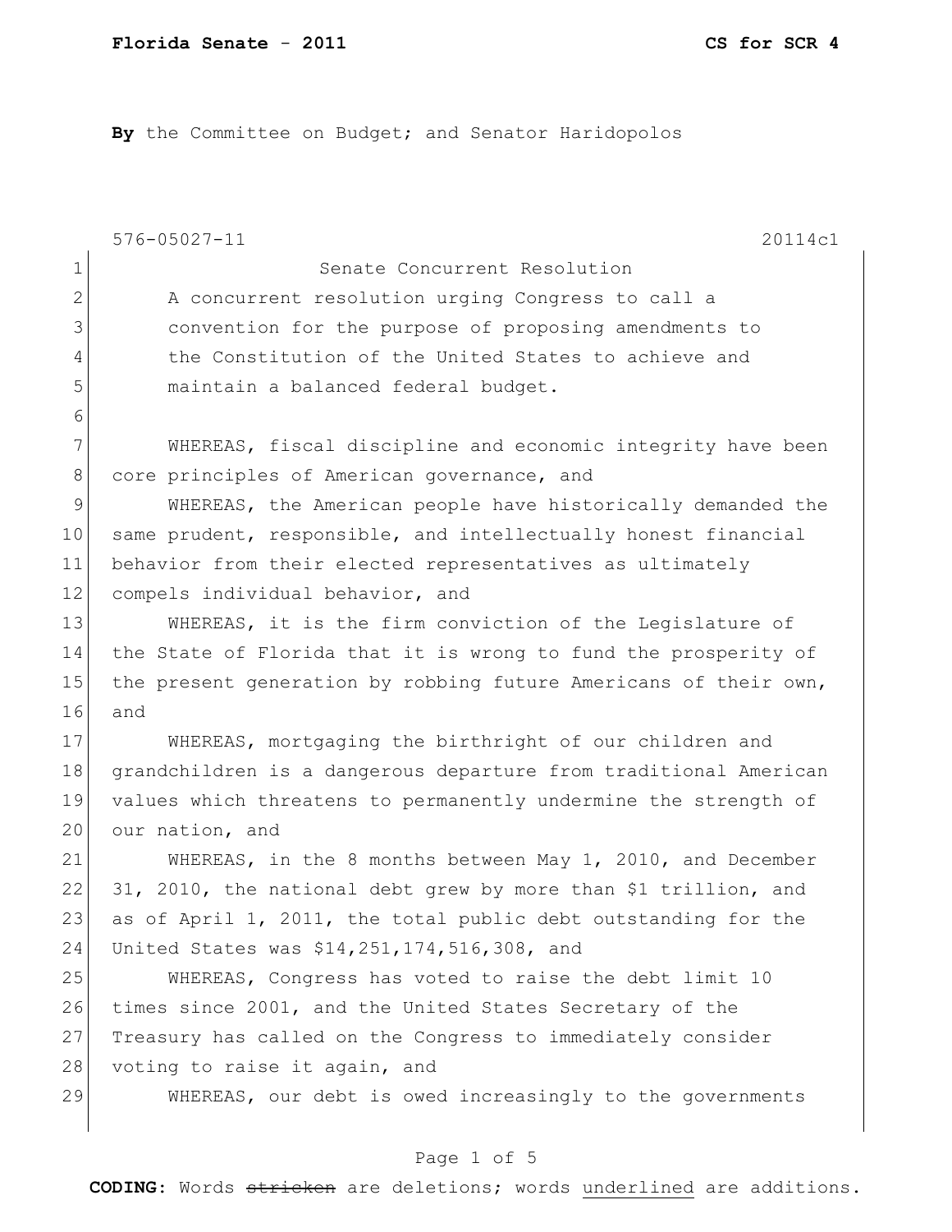By the Committee on Budget; and Senator Haridopolos

576-05027-11 20114c1

Senate Concurrent Resolution

A concurrent resolution urging Congress to call a convention for the purpose of proposing amendments to the Constitution of the United States to achieve and maintain a balanced federal budget.

WHEREAS, fiscal discipline and economic integrity have been core principles of American governance, and

WHEREAS, the American people have historically demanded the same prudent, responsible, and intellectually honest financial behavior from their elected representatives as ultimately compels individual behavior, and

WHEREAS, it is the firm conviction of the Legislature of the State of Florida that it is wrong to fund the prosperity of the present generation by robbing future Americans of their own, and

WHEREAS, mortgaging the birthright of our children and grandchildren is a dangerous departure from traditional American values which threatens to permanently undermine the strength of our nation, and

WHEREAS, in the 8 months between May 1, 2010, and December 31, 2010, the national debt grew by more than $1 trillion, and as of April 1, 2011, the total public debt outstanding for the United States was $14,251,174,516,308, and

WHEREAS, Congress has voted to raise the debt limit 10 times since 2001, and the United States Secretary of the Treasury has called on the Congress to immediately consider voting to raise it again, and

WHEREAS, our debt is owed increasingly to the governments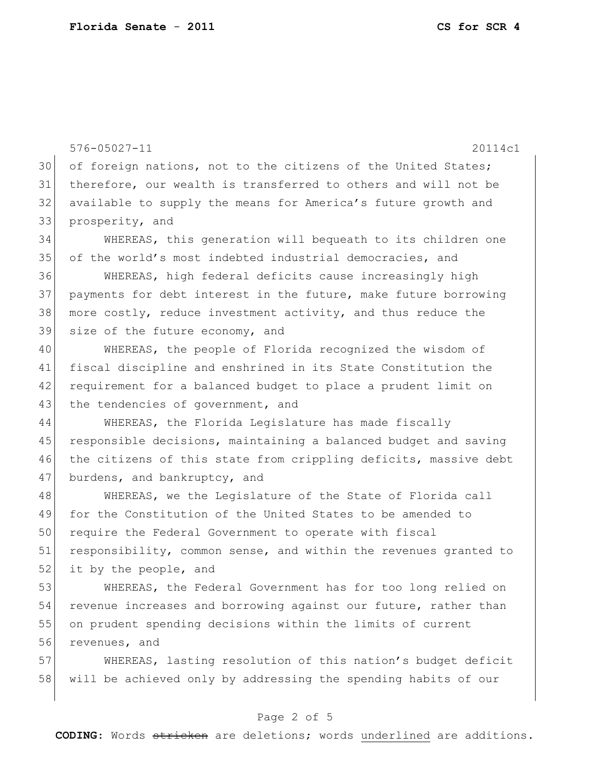576-05027-11 20114c1

of foreign nations, not to the citizens of the United States; therefore, our wealth is transferred to others and will not be available to supply the means for America's future growth and prosperity, and

WHEREAS, this generation will bequeath to its children one of the world's most indebted industrial democracies, and

WHEREAS, high federal deficits cause increasingly high payments for debt interest in the future, make future borrowing more costly, reduce investment activity, and thus reduce the size of the future economy, and

WHEREAS, the people of Florida recognized the wisdom of fiscal discipline and enshrined in its State Constitution the requirement for a balanced budget to place a prudent limit on the tendencies of government, and

WHEREAS, the Florida Legislature has made fiscally responsible decisions, maintaining a balanced budget and saving the citizens of this state from crippling deficits, massive debt burdens, and bankruptcy, and

WHEREAS, we the Legislature of the State of Florida call for the Constitution of the United States to be amended to require the Federal Government to operate with fiscal responsibility, common sense, and within the revenues granted to it by the people, and

WHEREAS, the Federal Government has for too long relied on revenue increases and borrowing against our future, rather than on prudent spending decisions within the limits of current revenues, and

WHEREAS, lasting resolution of this nation's budget deficit will be achieved only by addressing the spending habits of our

**CODING:** Words ~~stricken~~ are deletions; words <u>underlined</u> are additions.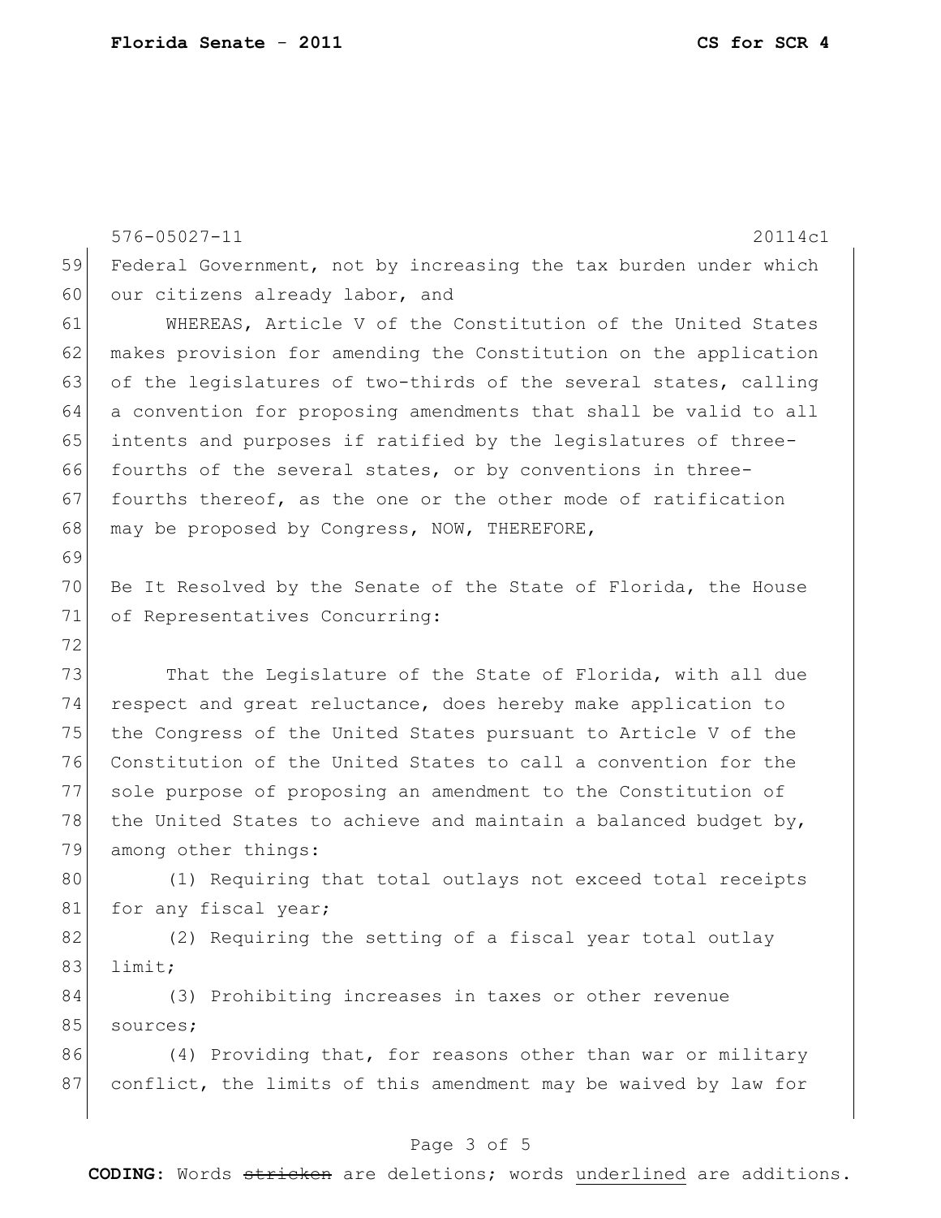Federal Government, not by increasing the tax burden under which our citizens already labor, and

WHEREAS, Article V of the Constitution of the United States makes provision for amending the Constitution on the application of the legislatures of two-thirds of the several states, calling a convention for proposing amendments that shall be valid to all intents and purposes if ratified by the legislatures of three-fourths of the several states, or by conventions in three-fourths thereof, as the one or the other mode of ratification may be proposed by Congress, NOW, THEREFORE,

Be It Resolved by the Senate of the State of Florida, the House of Representatives Concurring:

That the Legislature of the State of Florida, with all due respect and great reluctance, does hereby make application to the Congress of the United States pursuant to Article V of the Constitution of the United States to call a convention for the sole purpose of proposing an amendment to the Constitution of the United States to achieve and maintain a balanced budget by, among other things:

(1) Requiring that total outlays not exceed total receipts for any fiscal year;

(2) Requiring the setting of a fiscal year total outlay limit;

(3) Prohibiting increases in taxes or other revenue sources;

(4) Providing that, for reasons other than war or military conflict, the limits of this amendment may be waived by law for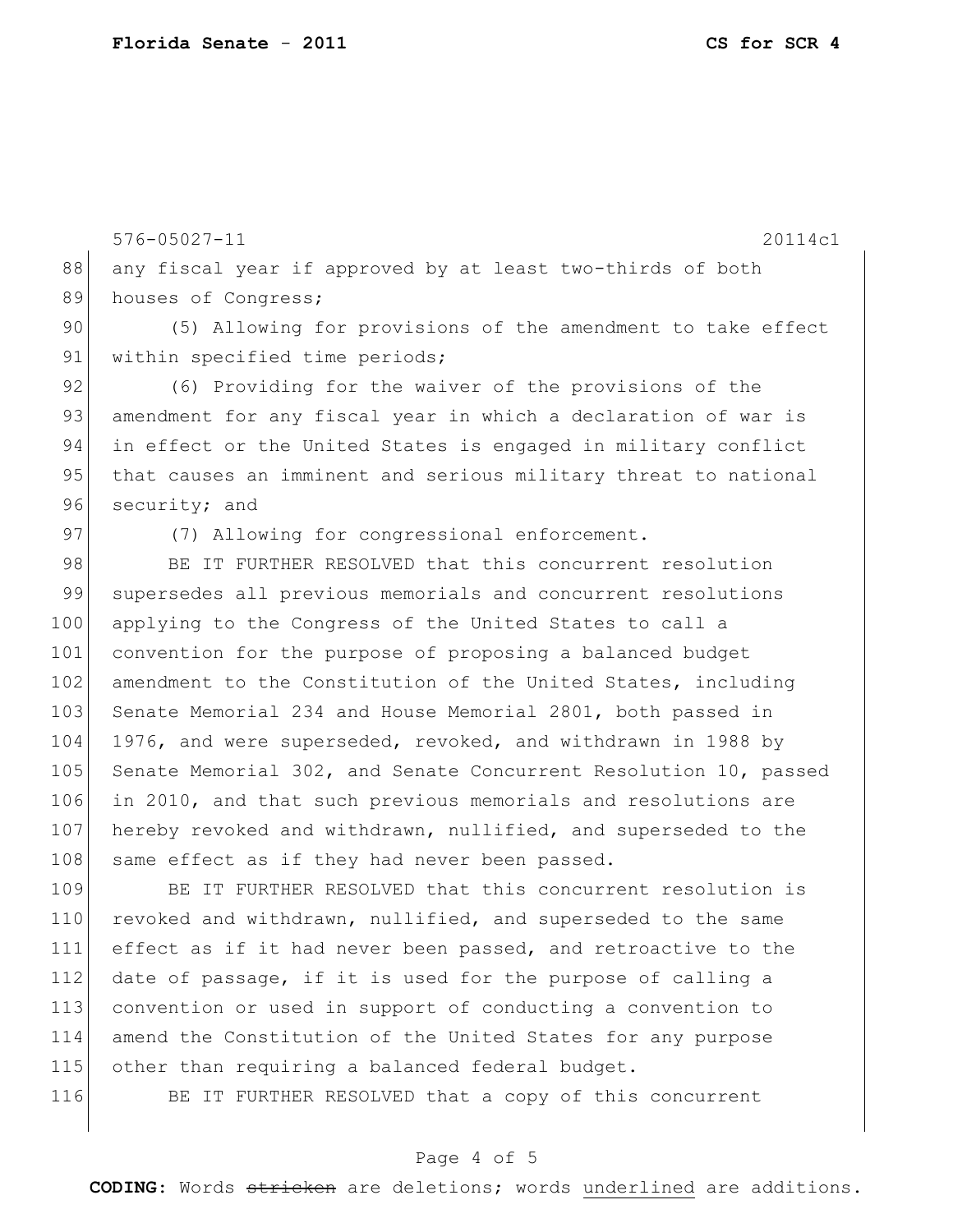any fiscal year if approved by at least two-thirds of both houses of Congress;

(5) Allowing for provisions of the amendment to take effect within specified time periods;

(6) Providing for the waiver of the provisions of the amendment for any fiscal year in which a declaration of war is in effect or the United States is engaged in military conflict that causes an imminent and serious military threat to national security; and

(7) Allowing for congressional enforcement.

BE IT FURTHER RESOLVED that this concurrent resolution supersedes all previous memorials and concurrent resolutions applying to the Congress of the United States to call a convention for the purpose of proposing a balanced budget amendment to the Constitution of the United States, including Senate Memorial 234 and House Memorial 2801, both passed in 1976, and were superseded, revoked, and withdrawn in 1988 by Senate Memorial 302, and Senate Concurrent Resolution 10, passed in 2010, and that such previous memorials and resolutions are hereby revoked and withdrawn, nullified, and superseded to the same effect as if they had never been passed.

BE IT FURTHER RESOLVED that this concurrent resolution is revoked and withdrawn, nullified, and superseded to the same effect as if it had never been passed, and retroactive to the date of passage, if it is used for the purpose of calling a convention or used in support of conducting a convention to amend the Constitution of the United States for any purpose other than requiring a balanced federal budget.

BE IT FURTHER RESOLVED that a copy of this concurrent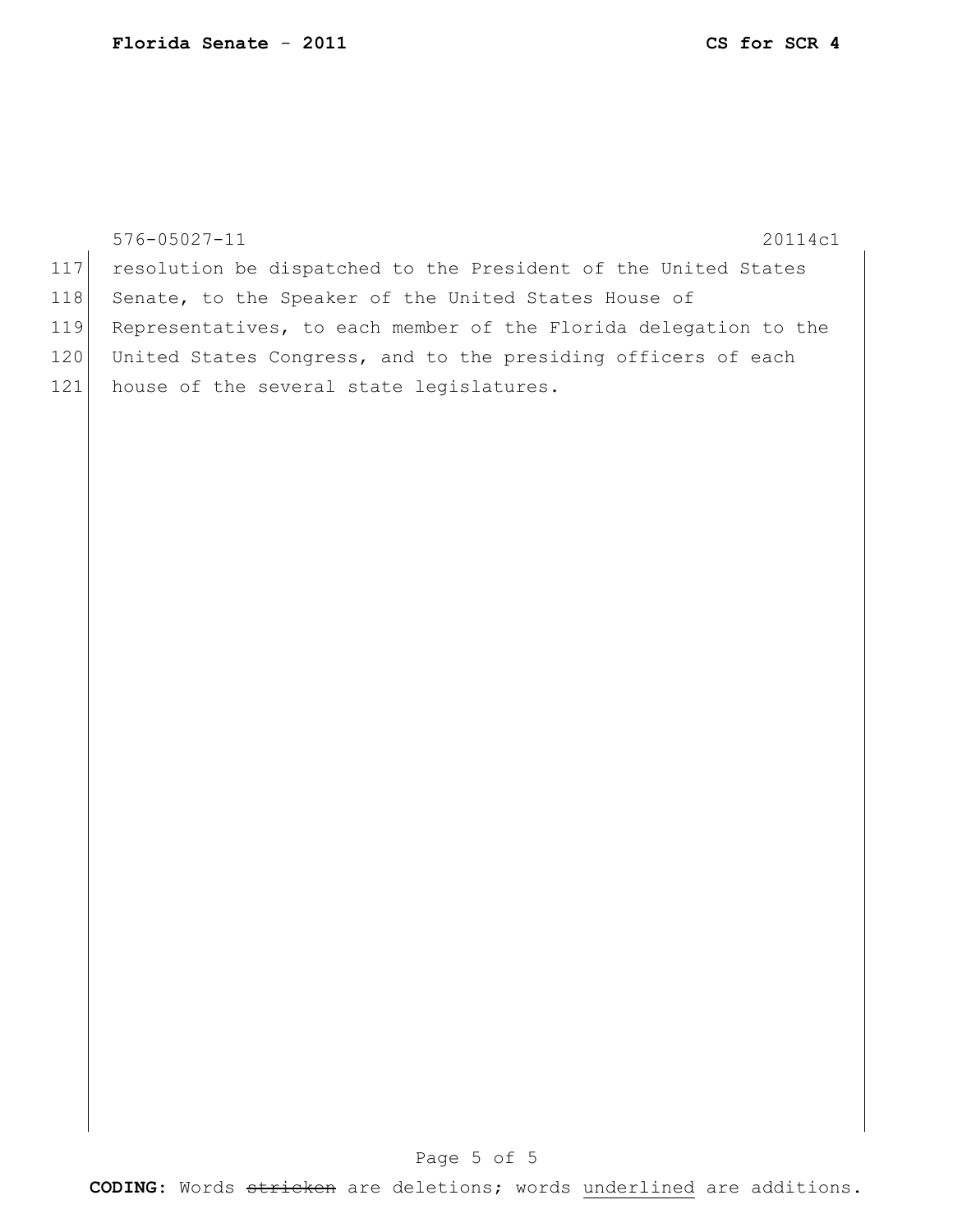117 resolution be dispatched to the President of the United States
118 Senate, to the Speaker of the United States House of
119 Representatives, to each member of the Florida delegation to the
120 United States Congress, and to the presiding officers of each
121 house of the several state legislatures.